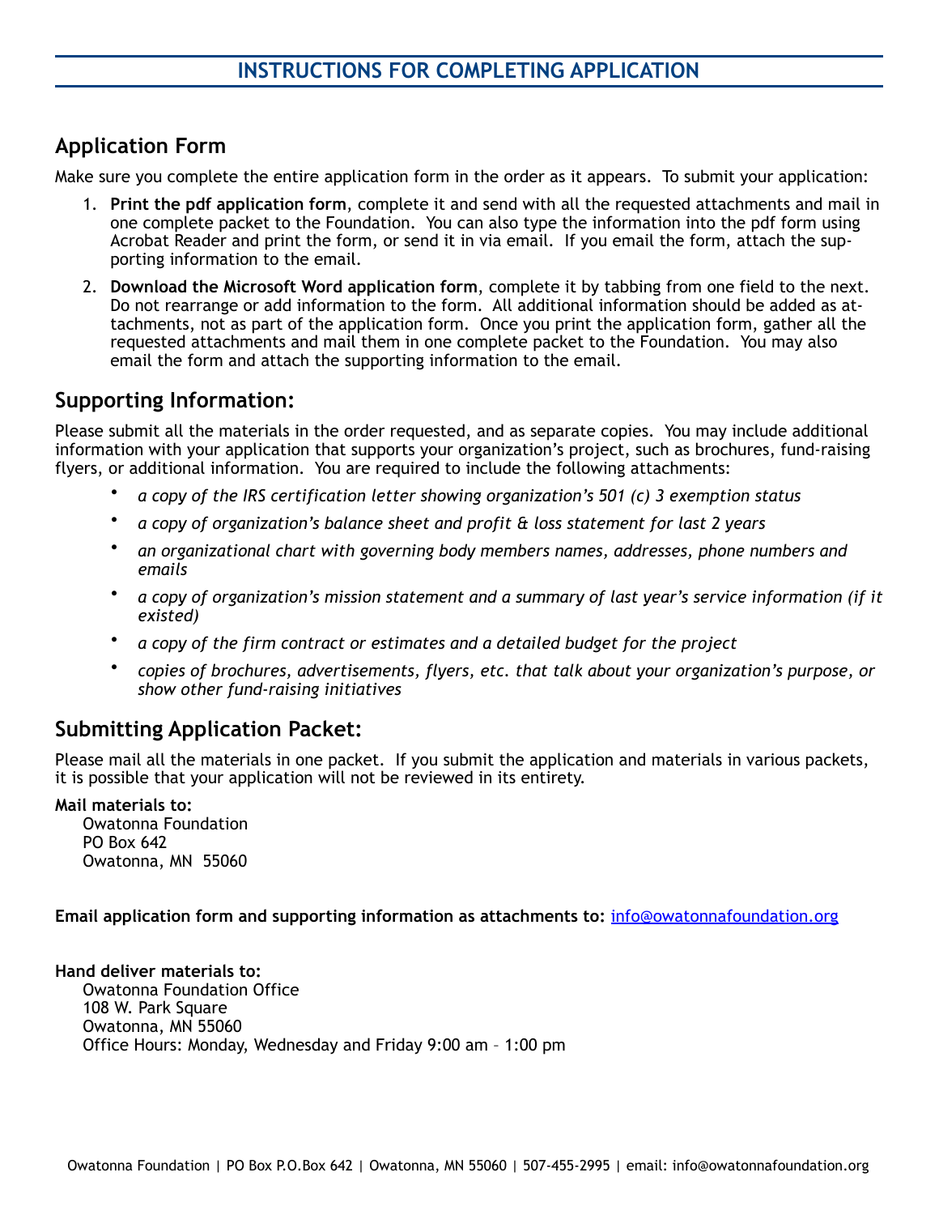# INSTRUCTIONS FOR COMPLETING APPLICATION

## Application Form

Make sure you complete the entire application form in the order as it appears. To submit your application:

1. **Print the pdf application form**, complete it and send with all the requested attachments and mail in one complete packet to the Foundation. You can also type the information into the pdf form using Acrobat Reader and print the form, or send it in via email. If you email the form, attach the supporting information to the email.
2. **Download the Microsoft Word application form**, complete it by tabbing from one field to the next. Do not rearrange or add information to the form. All additional information should be added as attachments, not as part of the application form. Once you print the application form, gather all the requested attachments and mail them in one complete packet to the Foundation. You may also email the form and attach the supporting information to the email.

## Supporting Information:

Please submit all the materials in the order requested, and as separate copies. You may include additional information with your application that supports your organization's project, such as brochures, fund-raising flyers, or additional information. You are required to include the following attachments:

- *a copy of the IRS certification letter showing organization's 501 (c) 3 exemption status*
- *a copy of organization's balance sheet and profit & loss statement for last 2 years*
- *an organizational chart with governing body members names, addresses, phone numbers and emails*
- *a copy of organization's mission statement and a summary of last year's service information (if it existed)*
- *a copy of the firm contract or estimates and a detailed budget for the project*
- *copies of brochures, advertisements, flyers, etc. that talk about your organization's purpose, or show other fund-raising initiatives*

## Submitting Application Packet:

Please mail all the materials in one packet. If you submit the application and materials in various packets, it is possible that your application will not be reviewed in its entirety.

**Mail materials to:**
Owatonna Foundation
PO Box 642
Owatonna, MN 55060

**Email application form and supporting information as attachments to:** info@owatonnafoundation.org

**Hand deliver materials to:**
Owatonna Foundation Office
108 W. Park Square
Owatonna, MN 55060
Office Hours: Monday, Wednesday and Friday 9:00 am – 1:00 pm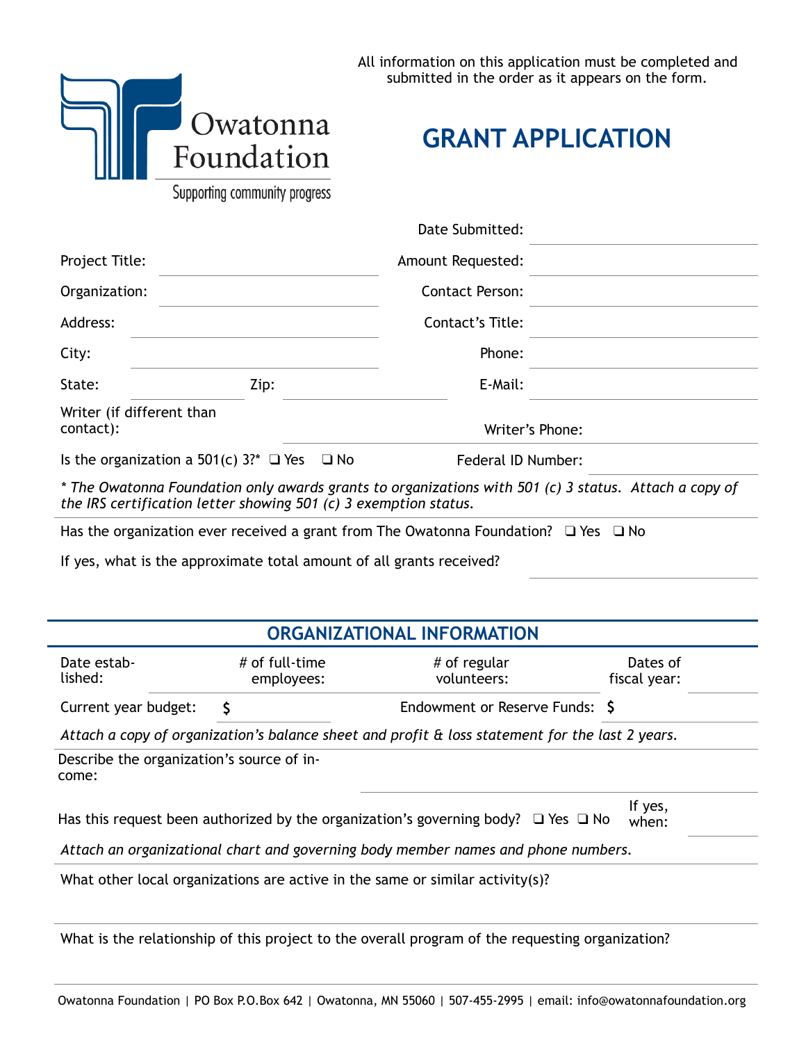Owatonna Foundation

Supporting community progress

All information on this application must be completed and submitted in the order as it appears on the form.

# GRANT APPLICATION

Date Submitted:

Project Title:

Amount Requested:

Organization:

Contact Person:

Address:

Contact's Title:

City:

Phone:

State: Zip:

E-Mail:

Writer (if different than contact):

Writer's Phone:

Is the organization a 501(c) 3?* ❑ Yes ❑ No

Federal ID Number:

*\* The Owatonna Foundation only awards grants to organizations with 501 (c) 3 status. Attach a copy of the IRS certification letter showing 501 (c) 3 exemption status.*

Has the organization ever received a grant from The Owatonna Foundation? ❑ Yes ❑ No

If yes, what is the approximate total amount of all grants received?

## ORGANIZATIONAL INFORMATION

Date established:

# of full-time employees:

# of regular volunteers:

Dates of fiscal year:

Current year budget: $

Endowment or Reserve Funds: $

*Attach a copy of organization's balance sheet and profit & loss statement for the last 2 years.*

Describe the organization's source of income:

Has this request been authorized by the organization's governing body? ❑ Yes ❑ No If yes, when:

*Attach an organizational chart and governing body member names and phone numbers.*

What other local organizations are active in the same or similar activity(s)?

What is the relationship of this project to the overall program of the requesting organization?

Owatonna Foundation | PO Box P.O.Box 642 | Owatonna, MN 55060 | 507-455-2995 | email: info@owatonnafoundation.org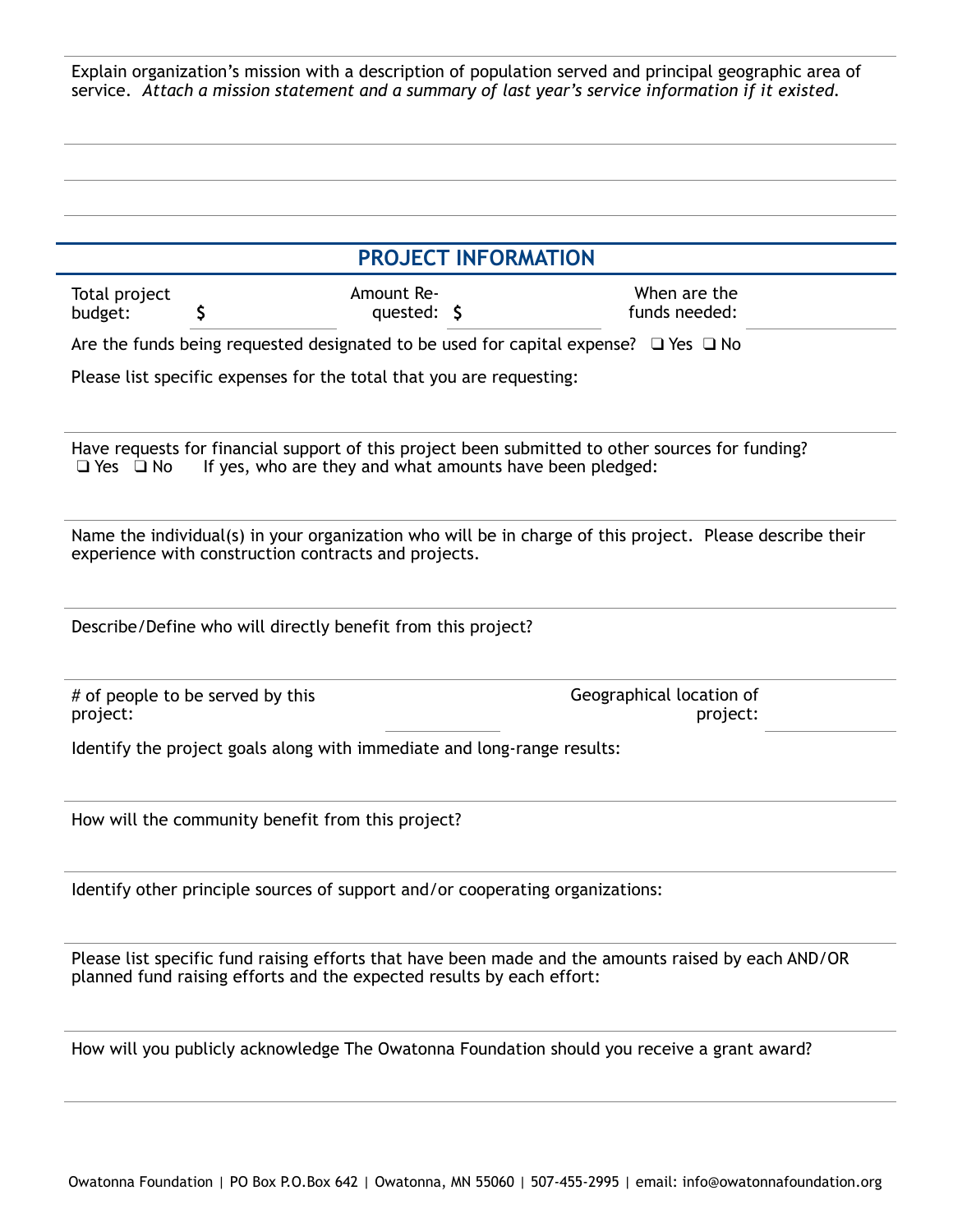Explain organization's mission with a description of population served and principal geographic area of service. *Attach a mission statement and a summary of last year's service information if it existed.*

## PROJECT INFORMATION

Total project budget: $ | Amount Requested: $ | When are the funds needed:

Are the funds being requested designated to be used for capital expense? ❑ Yes ❑ No

Please list specific expenses for the total that you are requesting:

Have requests for financial support of this project been submitted to other sources for funding?
❑ Yes ❑ No If yes, who are they and what amounts have been pledged:

Name the individual(s) in your organization who will be in charge of this project. Please describe their experience with construction contracts and projects.

Describe/Define who will directly benefit from this project?

# of people to be served by this project: | Geographical location of project:

Identify the project goals along with immediate and long-range results:

How will the community benefit from this project?

Identify other principle sources of support and/or cooperating organizations:

Please list specific fund raising efforts that have been made and the amounts raised by each AND/OR planned fund raising efforts and the expected results by each effort:

How will you publicly acknowledge The Owatonna Foundation should you receive a grant award?

Owatonna Foundation | PO Box P.O.Box 642 | Owatonna, MN 55060 | 507-455-2995 | email: info@owatonnafoundation.org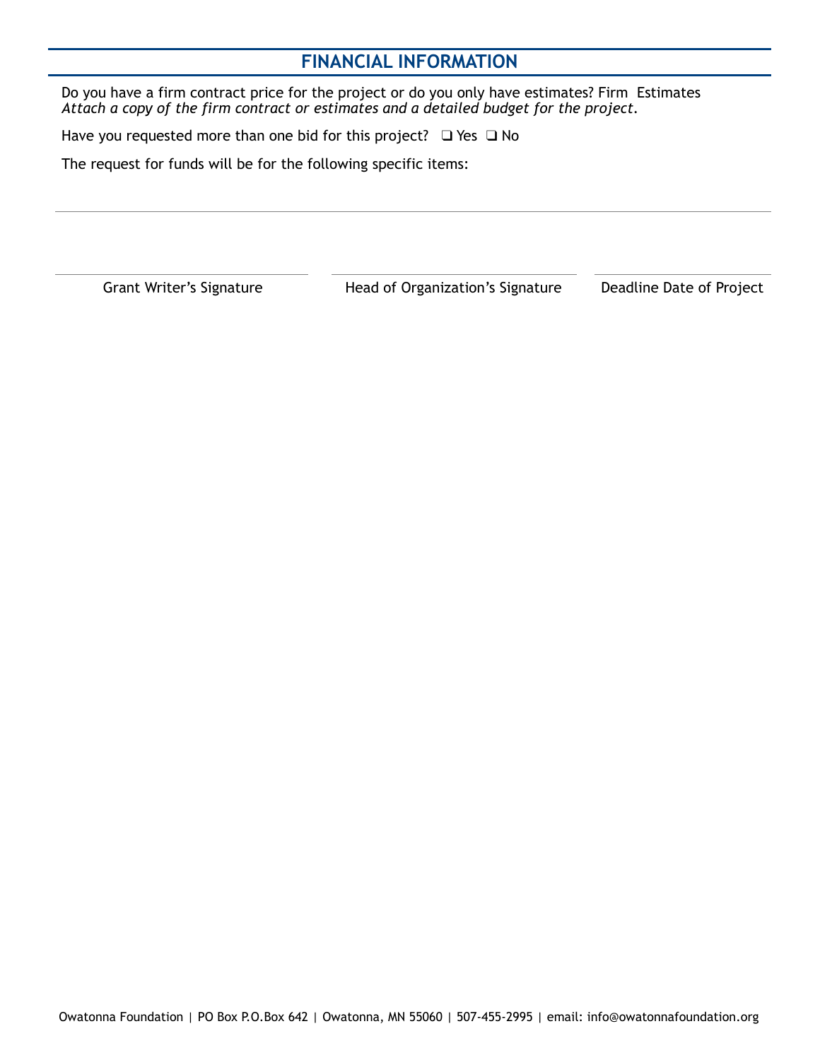## FINANCIAL INFORMATION

Do you have a firm contract price for the project or do you only have estimates? Firm  Estimates
*Attach a copy of the firm contract or estimates and a detailed budget for the project.*

Have you requested more than one bid for this project? ❑ Yes ❑ No

The request for funds will be for the following specific items:

---

| Grant Writer's Signature | Head of Organization's Signature | Deadline Date of Project |
|---|---|---|

Owatonna Foundation | PO Box P.O.Box 642 | Owatonna, MN 55060 | 507-455-2995 | email: info@owatonnafoundation.org